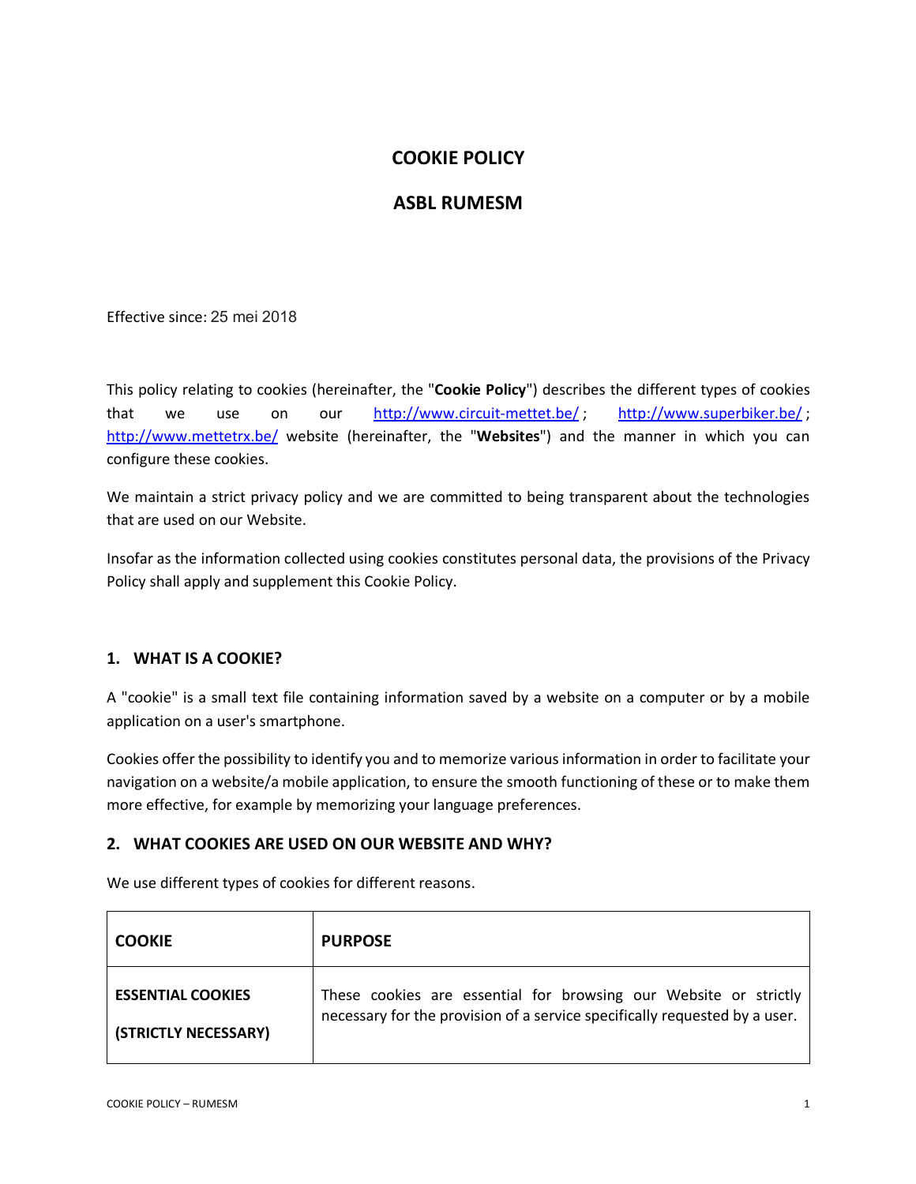# COOKIE POLICY

# ASBL RUMESM

Effective since: 25 mei 2018

This policy relating to cookies (hereinafter, the "**Cookie Policy**") describes the different types of cookies that we use on our http://www.circuit-mettet.be/ ; http://www.superbiker.be/ ; http://www.mettetrx.be/ website (hereinafter, the "**Websites**") and the manner in which you can configure these cookies.

We maintain a strict privacy policy and we are committed to being transparent about the technologies that are used on our Website.

Insofar as the information collected using cookies constitutes personal data, the provisions of the Privacy Policy shall apply and supplement this Cookie Policy.

## 1. WHAT IS A COOKIE?

A "cookie" is a small text file containing information saved by a website on a computer or by a mobile application on a user's smartphone.

Cookies offer the possibility to identify you and to memorize various information in order to facilitate your navigation on a website/a mobile application, to ensure the smooth functioning of these or to make them more effective, for example by memorizing your language preferences.

## 2. WHAT COOKIES ARE USED ON OUR WEBSITE AND WHY?

We use different types of cookies for different reasons.

| **COOKIE** | **PURPOSE** |
| --- | --- |
| **ESSENTIAL COOKIES (STRICTLY NECESSARY)** | These cookies are essential for browsing our Website or strictly necessary for the provision of a service specifically requested by a user. |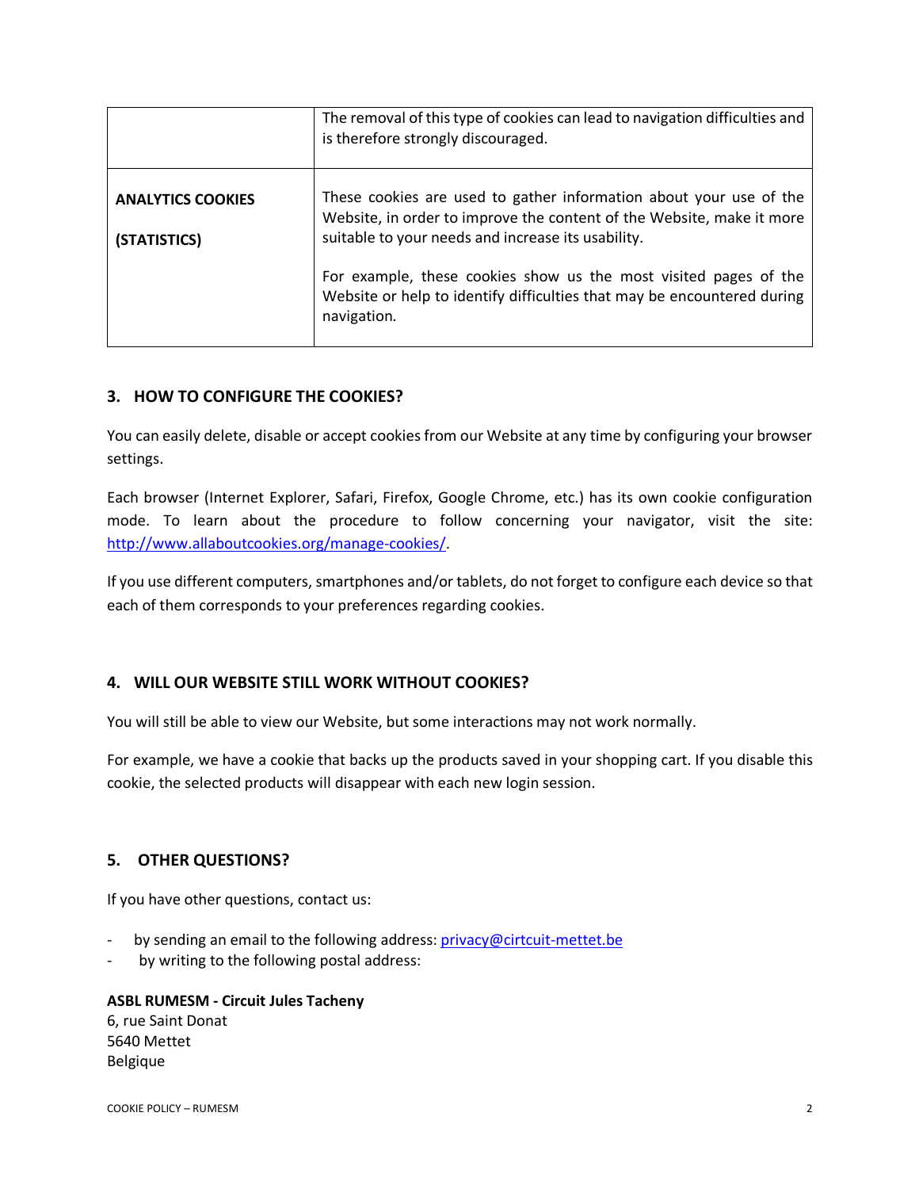| | |
|---|---|
| | The removal of this type of cookies can lead to navigation difficulties and is therefore strongly discouraged. |
| **ANALYTICS COOKIES**<br><br>**(STATISTICS)** | These cookies are used to gather information about your use of the Website, in order to improve the content of the Website, make it more suitable to your needs and increase its usability.<br><br>For example, these cookies show us the most visited pages of the Website or help to identify difficulties that may be encountered during navigation. |

## 3. HOW TO CONFIGURE THE COOKIES?

You can easily delete, disable or accept cookies from our Website at any time by configuring your browser settings.

Each browser (Internet Explorer, Safari, Firefox, Google Chrome, etc.) has its own cookie configuration mode. To learn about the procedure to follow concerning your navigator, visit the site: http://www.allaboutcookies.org/manage-cookies/.

If you use different computers, smartphones and/or tablets, do not forget to configure each device so that each of them corresponds to your preferences regarding cookies.

## 4. WILL OUR WEBSITE STILL WORK WITHOUT COOKIES?

You will still be able to view our Website, but some interactions may not work normally.

For example, we have a cookie that backs up the products saved in your shopping cart. If you disable this cookie, the selected products will disappear with each new login session.

## 5. OTHER QUESTIONS?

If you have other questions, contact us:

- by sending an email to the following address: privacy@cirtcuit-mettet.be
- by writing to the following postal address:

**ASBL RUMESM - Circuit Jules Tacheny**
6, rue Saint Donat
5640 Mettet
Belgique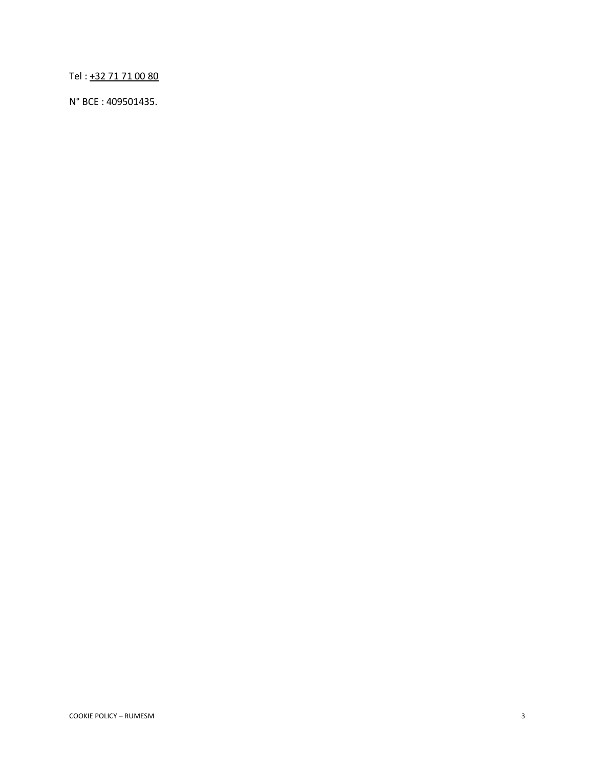Tel : +32 71 71 00 80

N° BCE : 409501435.